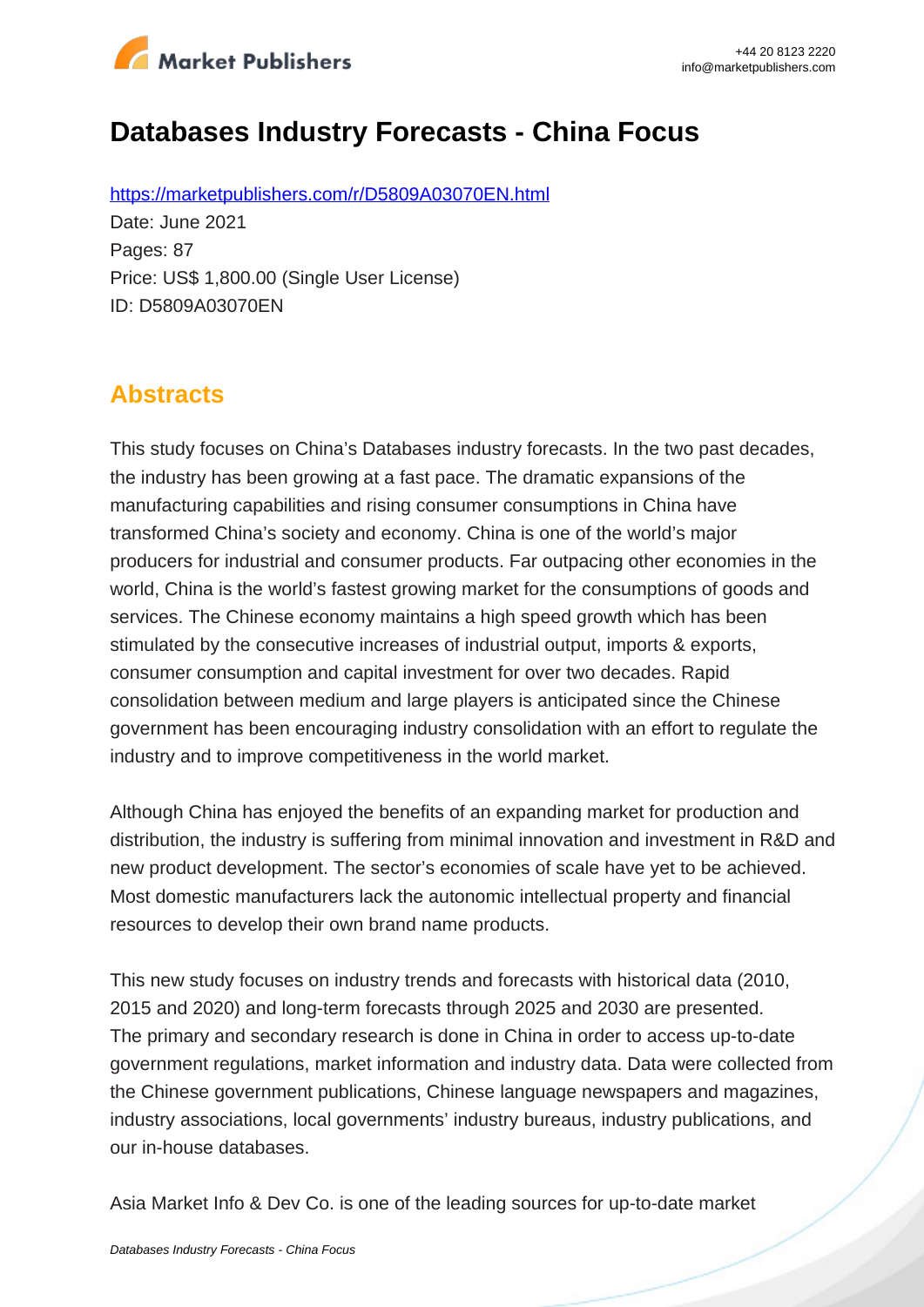# Databases Industry Forecasts - China Focus

https://marketpublishers.com/r/D5809A03070EN.html

Date: June 2021

Pages: 87

Price: US$ 1,800.00 (Single User License)

ID: D5809A03070EN

## Abstracts

This study focuses on China's Databases industry forecasts. In the two past decades, the industry has been growing at a fast pace. The dramatic expansions of the manufacturing capabilities and rising consumer consumptions in China have transformed China's society and economy. China is one of the world's major producers for industrial and consumer products. Far outpacing other economies in the world, China is the world's fastest growing market for the consumptions of goods and services. The Chinese economy maintains a high speed growth which has been stimulated by the consecutive increases of industrial output, imports & exports, consumer consumption and capital investment for over two decades. Rapid consolidation between medium and large players is anticipated since the Chinese government has been encouraging industry consolidation with an effort to regulate the industry and to improve competitiveness in the world market.

Although China has enjoyed the benefits of an expanding market for production and distribution, the industry is suffering from minimal innovation and investment in R&D and new product development. The sector's economies of scale have yet to be achieved. Most domestic manufacturers lack the autonomic intellectual property and financial resources to develop their own brand name products.

This new study focuses on industry trends and forecasts with historical data (2010, 2015 and 2020) and long-term forecasts through 2025 and 2030 are presented. The primary and secondary research is done in China in order to access up-to-date government regulations, market information and industry data. Data were collected from the Chinese government publications, Chinese language newspapers and magazines, industry associations, local governments' industry bureaus, industry publications, and our in-house databases.

Asia Market Info & Dev Co. is one of the leading sources for up-to-date market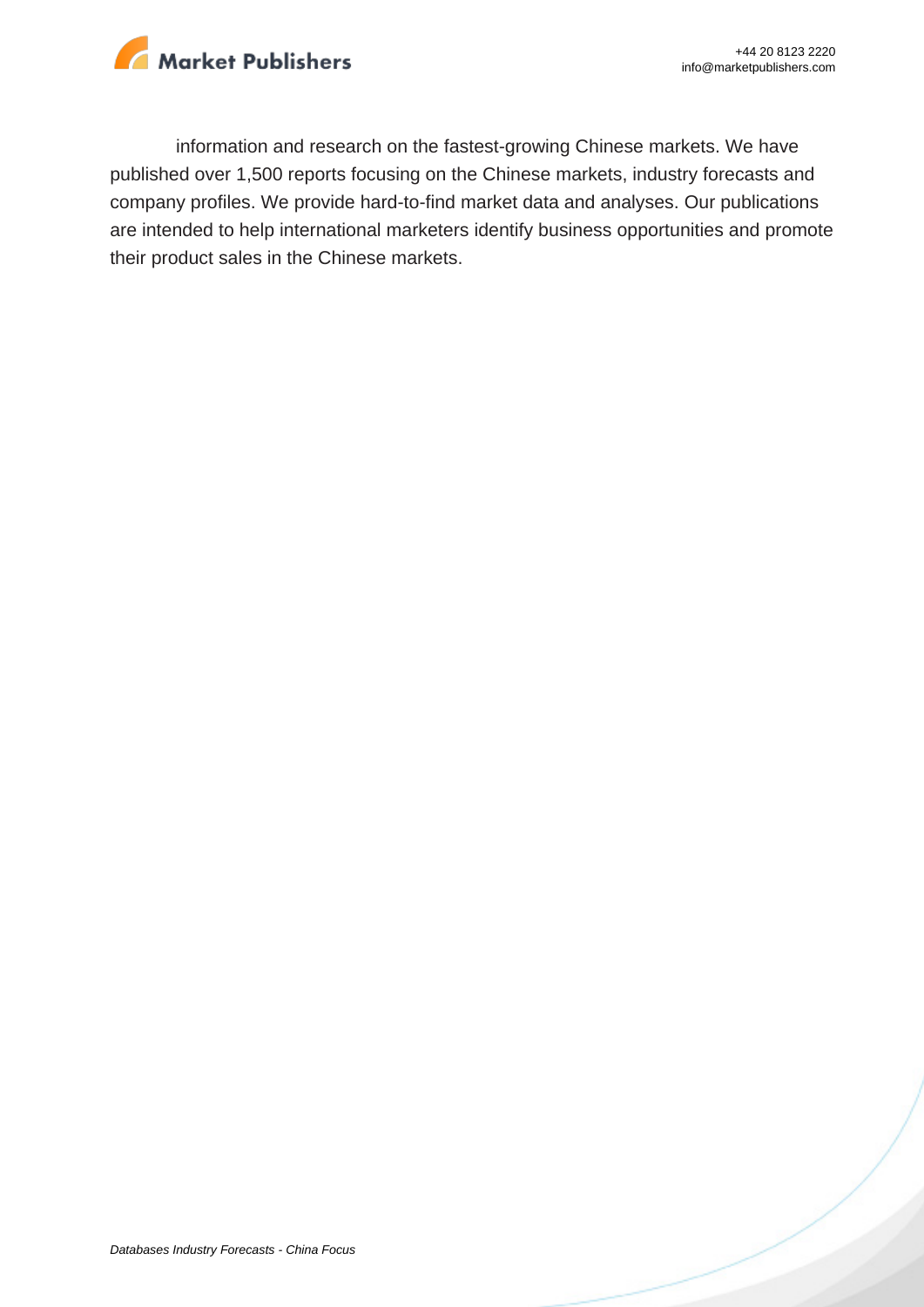information and research on the fastest-growing Chinese markets. We have published over 1,500 reports focusing on the Chinese markets, industry forecasts and company profiles. We provide hard-to-find market data and analyses. Our publications are intended to help international marketers identify business opportunities and promote their product sales in the Chinese markets.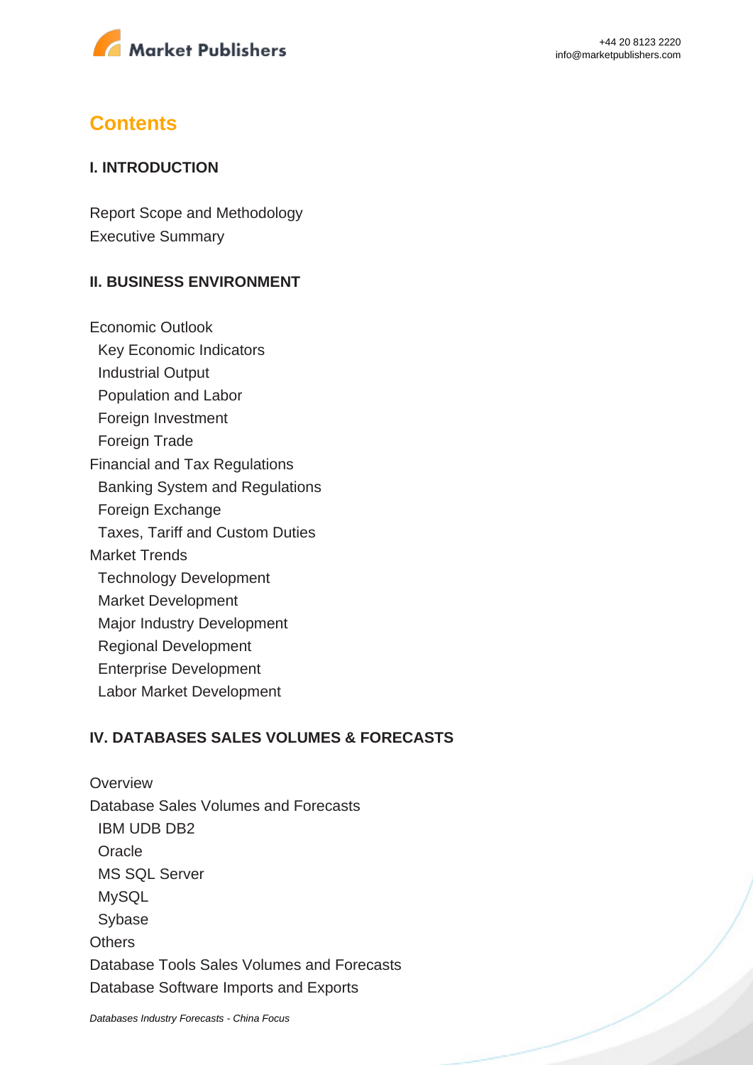## Contents

### I. INTRODUCTION

Report Scope and Methodology
Executive Summary

### II. BUSINESS ENVIRONMENT

Economic Outlook
- Key Economic Indicators
- Industrial Output
- Population and Labor
- Foreign Investment
- Foreign Trade

Financial and Tax Regulations
- Banking System and Regulations
- Foreign Exchange
- Taxes, Tariff and Custom Duties

Market Trends
- Technology Development
- Market Development
- Major Industry Development
- Regional Development
- Enterprise Development
- Labor Market Development

### IV. DATABASES SALES VOLUMES & FORECASTS

Overview
Database Sales Volumes and Forecasts
- IBM UDB DB2
- Oracle
- MS SQL Server
- MySQL
- Sybase

Others
Database Tools Sales Volumes and Forecasts
Database Software Imports and Exports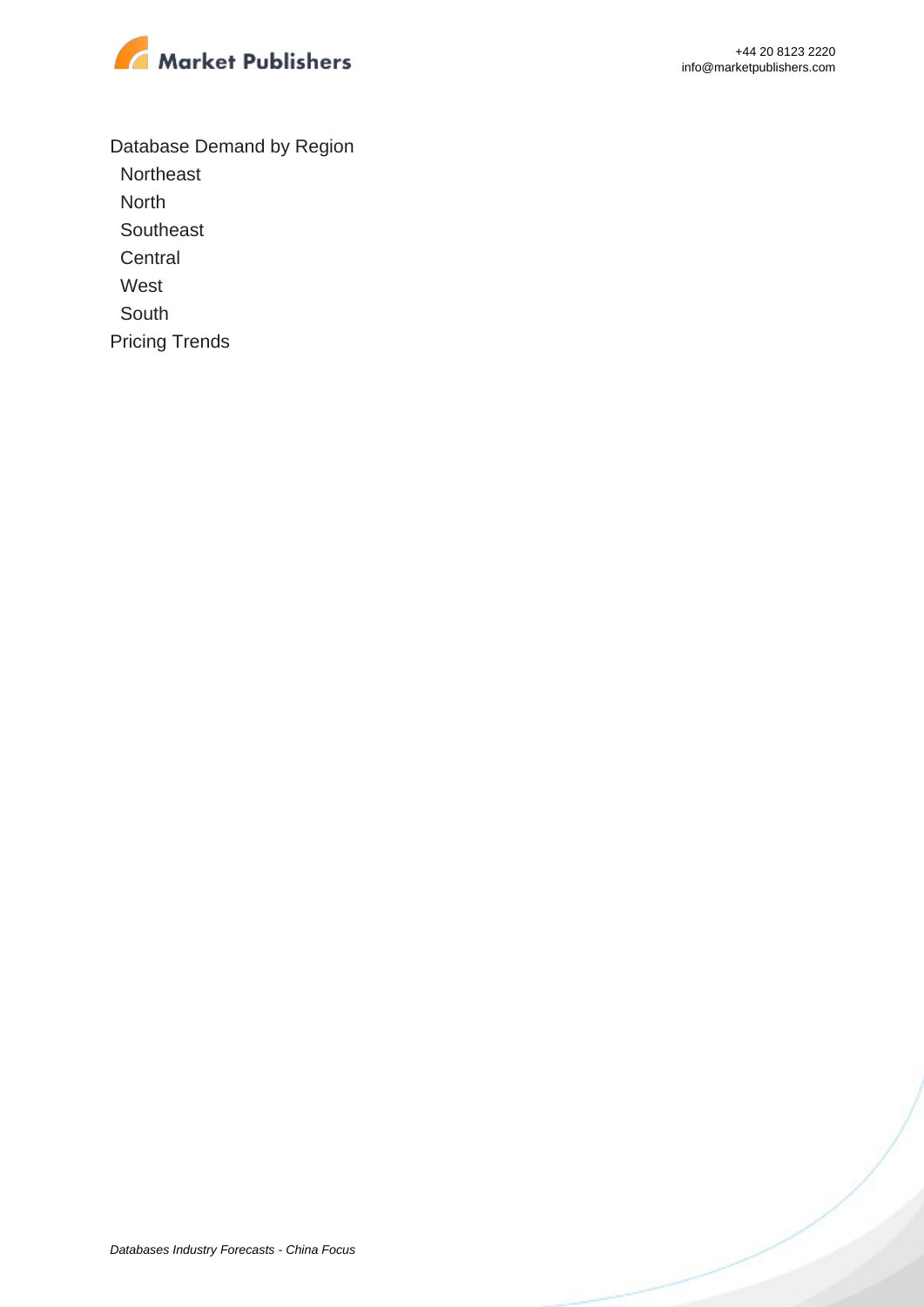Database Demand by Region

- Northeast
- North
- Southeast
- Central
- West
- South

Pricing Trends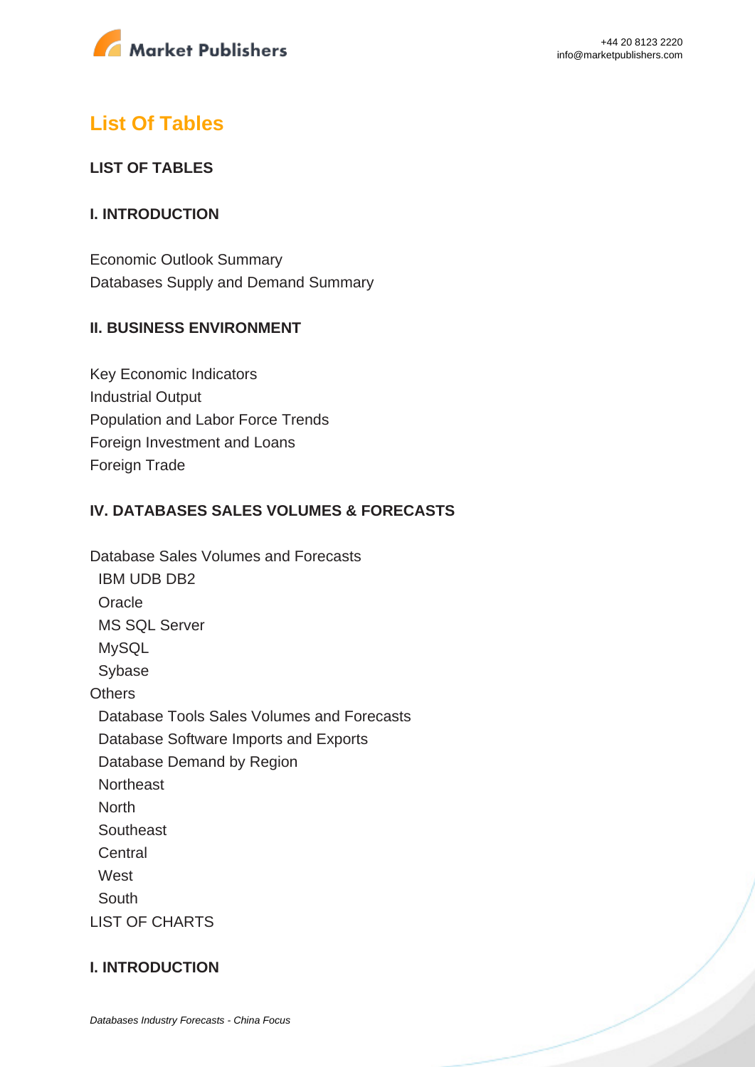## List Of Tables

### LIST OF TABLES

### I. INTRODUCTION

Economic Outlook Summary
Databases Supply and Demand Summary

### II. BUSINESS ENVIRONMENT

Key Economic Indicators
Industrial Output
Population and Labor Force Trends
Foreign Investment and Loans
Foreign Trade

### IV. DATABASES SALES VOLUMES & FORECASTS

Database Sales Volumes and Forecasts
- IBM UDB DB2
- Oracle
- MS SQL Server
- MySQL
- Sybase

Others
- Database Tools Sales Volumes and Forecasts
- Database Software Imports and Exports
- Database Demand by Region
- Northeast
- North
- Southeast
- Central
- West
- South

LIST OF CHARTS

### I. INTRODUCTION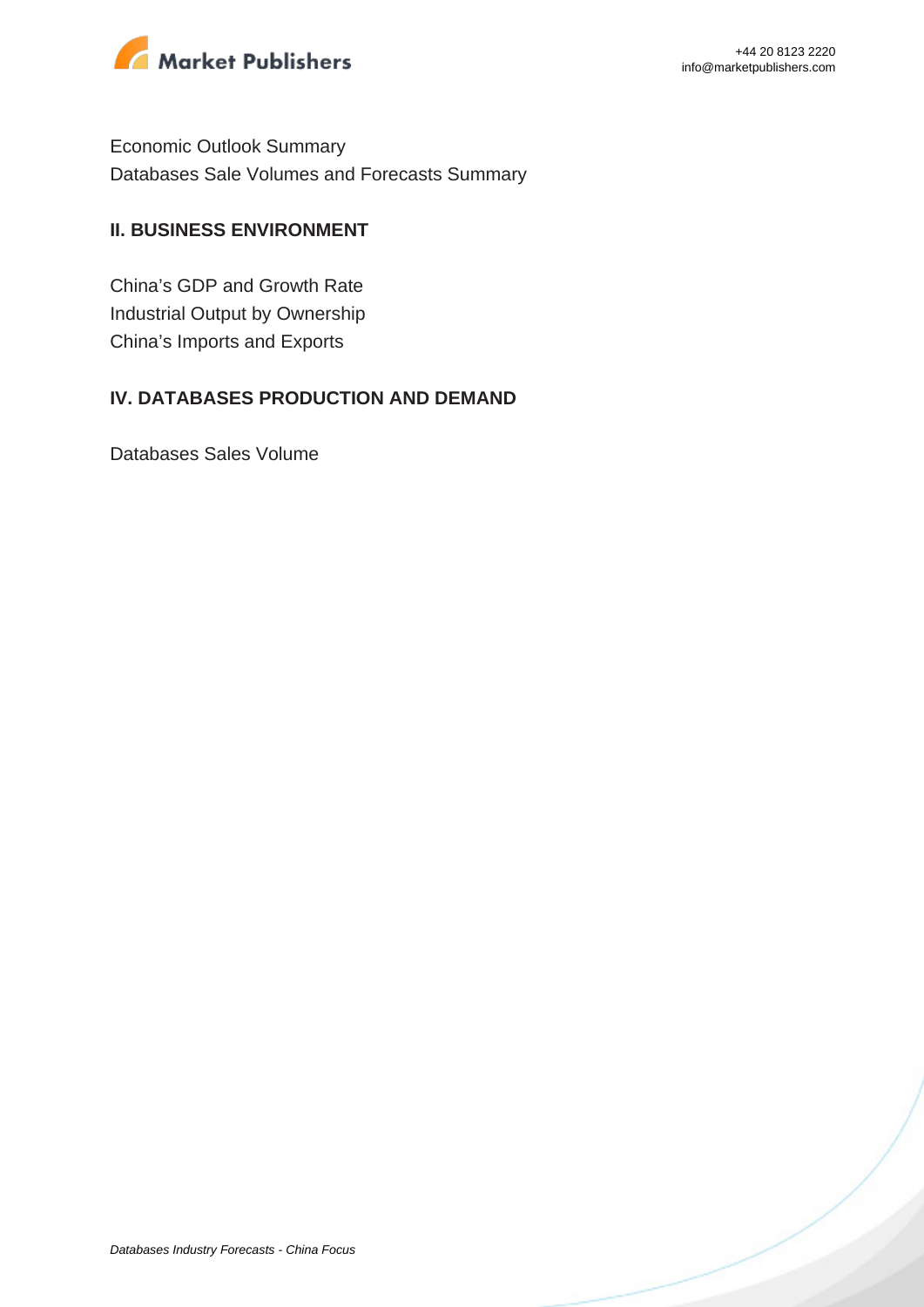Economic Outlook Summary
Databases Sale Volumes and Forecasts Summary

## II. BUSINESS ENVIRONMENT

China's GDP and Growth Rate
Industrial Output by Ownership
China's Imports and Exports

## IV. DATABASES PRODUCTION AND DEMAND

Databases Sales Volume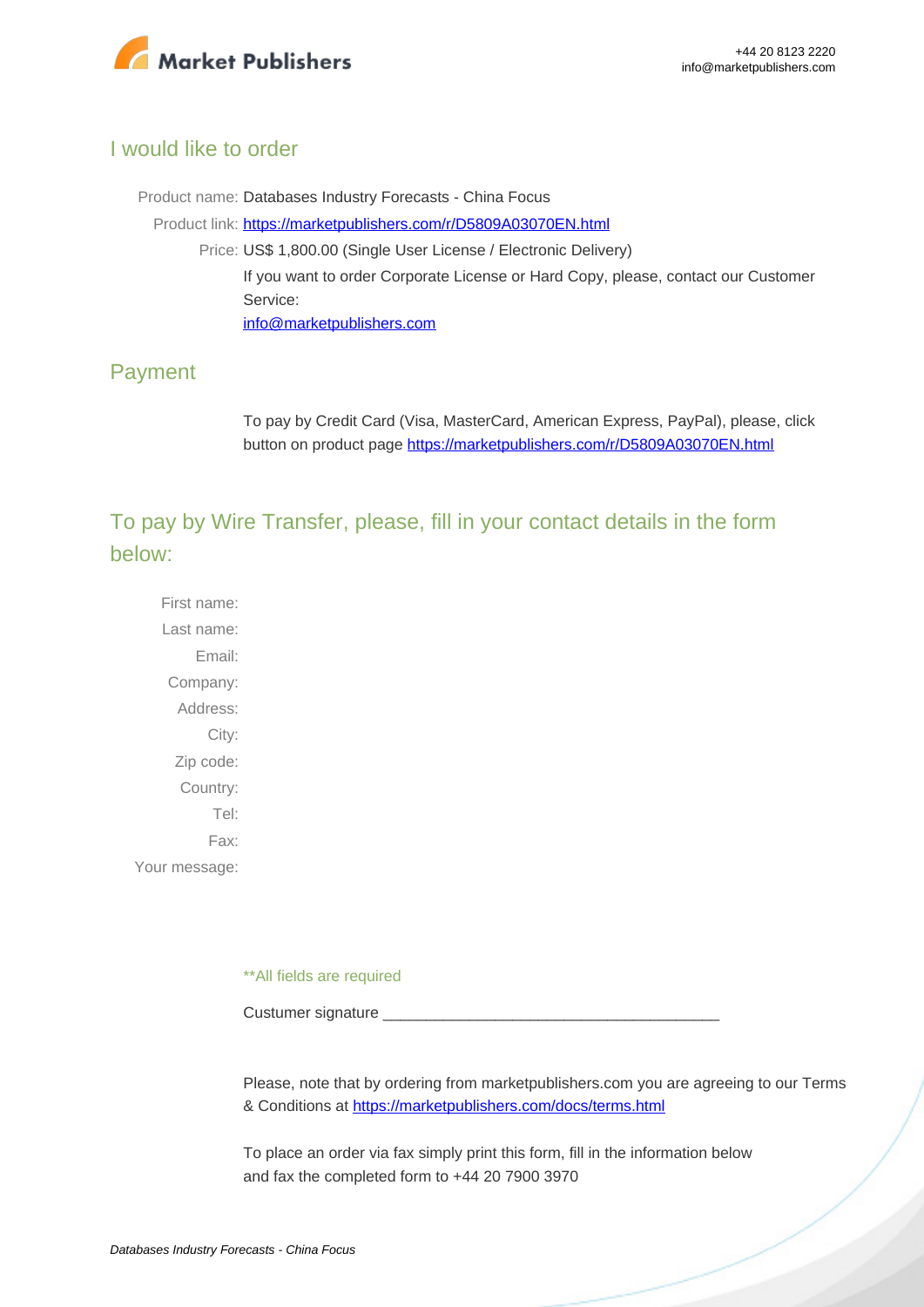## I would like to order

Product name: Databases Industry Forecasts - China Focus

Product link: [https://marketpublishers.com/r/D5809A03070EN.html](https://marketpublishers.com/r/D5809A03070EN.html)

Price: US$ 1,800.00 (Single User License / Electronic Delivery)

If you want to order Corporate License or Hard Copy, please, contact our Customer Service:

[info@marketpublishers.com](mailto:info@marketpublishers.com)

## Payment

To pay by Credit Card (Visa, MasterCard, American Express, PayPal), please, click button on product page [https://marketpublishers.com/r/D5809A03070EN.html](https://marketpublishers.com/r/D5809A03070EN.html)

## To pay by Wire Transfer, please, fill in your contact details in the form below:

First name:

Last name:

Email:

Company:

Address:

City:

Zip code:

Country:

Tel:

Fax:

Your message:

**All fields are required

Custumer signature _______________________________________

Please, note that by ordering from marketpublishers.com you are agreeing to our Terms & Conditions at [https://marketpublishers.com/docs/terms.html](https://marketpublishers.com/docs/terms.html)

To place an order via fax simply print this form, fill in the information below and fax the completed form to +44 20 7900 3970